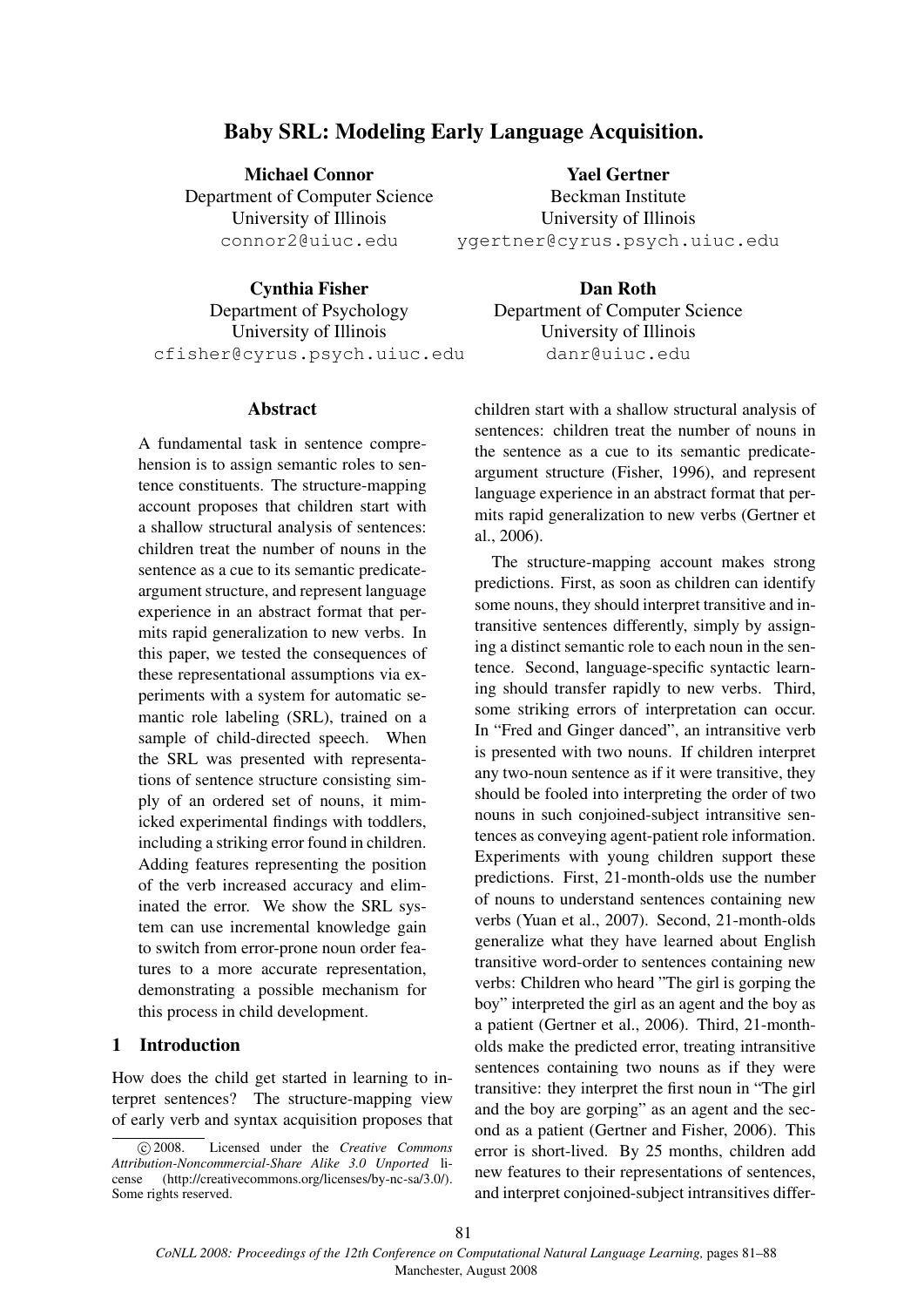# Baby SRL: Modeling Early Language Acquisition.

**Michael Connor**
Department of Computer Science
University of Illinois
connor2@uiuc.edu

**Yael Gertner**
Beckman Institute
University of Illinois
ygertner@cyrus.psych.uiuc.edu

**Cynthia Fisher**
Department of Psychology
University of Illinois
cfisher@cyrus.psych.uiuc.edu

**Dan Roth**
Department of Computer Science
University of Illinois
danr@uiuc.edu

## Abstract

A fundamental task in sentence comprehension is to assign semantic roles to sentence constituents. The structure-mapping account proposes that children start with a shallow structural analysis of sentences: children treat the number of nouns in the sentence as a cue to its semantic predicate-argument structure, and represent language experience in an abstract format that permits rapid generalization to new verbs. In this paper, we tested the consequences of these representational assumptions via experiments with a system for automatic semantic role labeling (SRL), trained on a sample of child-directed speech. When the SRL was presented with representations of sentence structure consisting simply of an ordered set of nouns, it mimicked experimental findings with toddlers, including a striking error found in children. Adding features representing the position of the verb increased accuracy and eliminated the error. We show the SRL system can use incremental knowledge gain to switch from error-prone noun order features to a more accurate representation, demonstrating a possible mechanism for this process in child development.

## 1 Introduction

How does the child get started in learning to interpret sentences? The structure-mapping view of early verb and syntax acquisition proposes that children start with a shallow structural analysis of sentences: children treat the number of nouns in the sentence as a cue to its semantic predicate-argument structure (Fisher, 1996), and represent language experience in an abstract format that permits rapid generalization to new verbs (Gertner et al., 2006).

The structure-mapping account makes strong predictions. First, as soon as children can identify some nouns, they should interpret transitive and intransitive sentences differently, simply by assigning a distinct semantic role to each noun in the sentence. Second, language-specific syntactic learning should transfer rapidly to new verbs. Third, some striking errors of interpretation can occur. In "Fred and Ginger danced", an intransitive verb is presented with two nouns. If children interpret any two-noun sentence as if it were transitive, they should be fooled into interpreting the order of two nouns in such conjoined-subject intransitive sentences as conveying agent-patient role information. Experiments with young children support these predictions. First, 21-month-olds use the number of nouns to understand sentences containing new verbs (Yuan et al., 2007). Second, 21-month-olds generalize what they have learned about English transitive word-order to sentences containing new verbs: Children who heard "The girl is gorping the boy" interpreted the girl as an agent and the boy as a patient (Gertner et al., 2006). Third, 21-month-olds make the predicted error, treating intransitive sentences containing two nouns as if they were transitive: they interpret the first noun in "The girl and the boy are gorping" as an agent and the second as a patient (Gertner and Fisher, 2006). This error is short-lived. By 25 months, children add new features to their representations of sentences, and interpret conjoined-subject intransitives differ-

© 2008. Licensed under the *Creative Commons Attribution-Noncommercial-Share Alike 3.0 Unported* license (http://creativecommons.org/licenses/by-nc-sa/3.0/). Some rights reserved.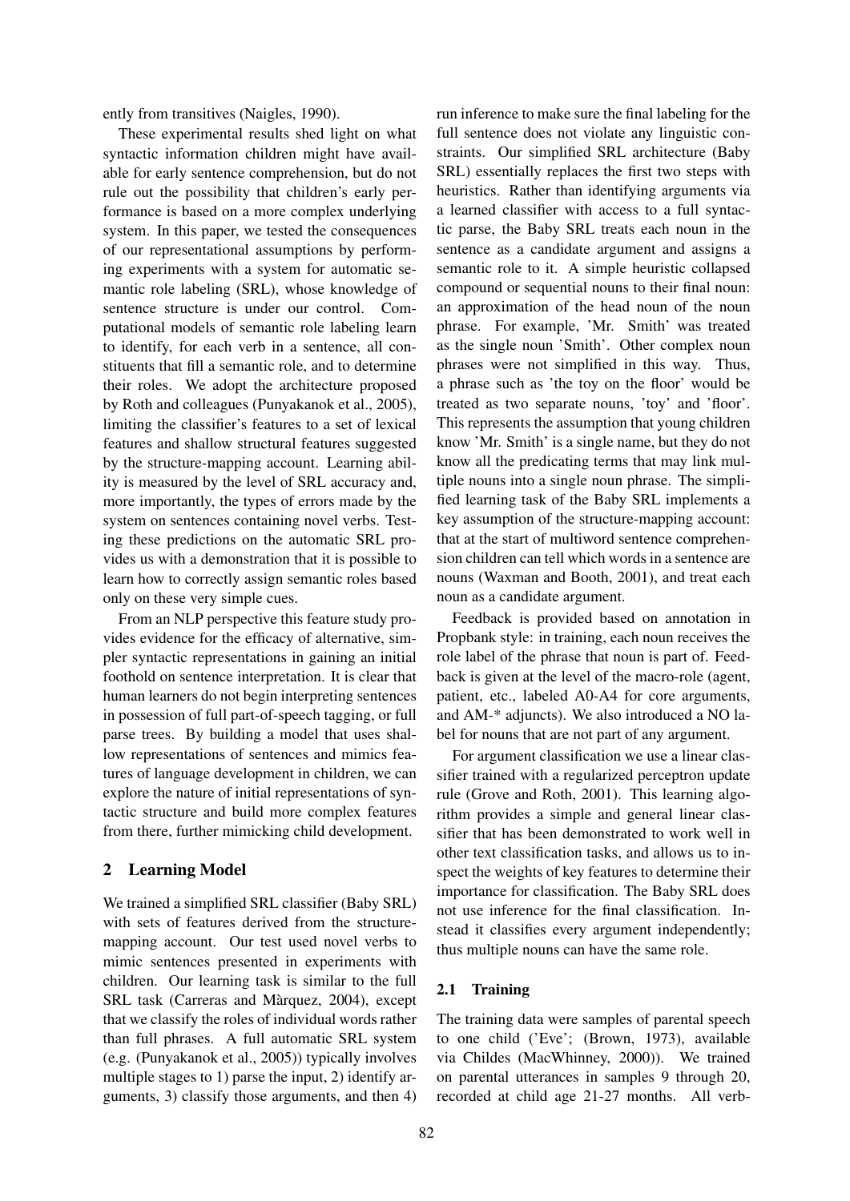ently from transitives (Naigles, 1990).

These experimental results shed light on what syntactic information children might have available for early sentence comprehension, but do not rule out the possibility that children's early performance is based on a more complex underlying system. In this paper, we tested the consequences of our representational assumptions by performing experiments with a system for automatic semantic role labeling (SRL), whose knowledge of sentence structure is under our control. Computational models of semantic role labeling learn to identify, for each verb in a sentence, all constituents that fill a semantic role, and to determine their roles. We adopt the architecture proposed by Roth and colleagues (Punyakanok et al., 2005), limiting the classifier's features to a set of lexical features and shallow structural features suggested by the structure-mapping account. Learning ability is measured by the level of SRL accuracy and, more importantly, the types of errors made by the system on sentences containing novel verbs. Testing these predictions on the automatic SRL provides us with a demonstration that it is possible to learn how to correctly assign semantic roles based only on these very simple cues.

From an NLP perspective this feature study provides evidence for the efficacy of alternative, simpler syntactic representations in gaining an initial foothold on sentence interpretation. It is clear that human learners do not begin interpreting sentences in possession of full part-of-speech tagging, or full parse trees. By building a model that uses shallow representations of sentences and mimics features of language development in children, we can explore the nature of initial representations of syntactic structure and build more complex features from there, further mimicking child development.

## 2 Learning Model

We trained a simplified SRL classifier (Baby SRL) with sets of features derived from the structure-mapping account. Our test used novel verbs to mimic sentences presented in experiments with children. Our learning task is similar to the full SRL task (Carreras and Màrquez, 2004), except that we classify the roles of individual words rather than full phrases. A full automatic SRL system (e.g. (Punyakanok et al., 2005)) typically involves multiple stages to 1) parse the input, 2) identify arguments, 3) classify those arguments, and then 4) run inference to make sure the final labeling for the full sentence does not violate any linguistic constraints. Our simplified SRL architecture (Baby SRL) essentially replaces the first two steps with heuristics. Rather than identifying arguments via a learned classifier with access to a full syntactic parse, the Baby SRL treats each noun in the sentence as a candidate argument and assigns a semantic role to it. A simple heuristic collapsed compound or sequential nouns to their final noun: an approximation of the head noun of the noun phrase. For example, 'Mr. Smith' was treated as the single noun 'Smith'. Other complex noun phrases were not simplified in this way. Thus, a phrase such as 'the toy on the floor' would be treated as two separate nouns, 'toy' and 'floor'. This represents the assumption that young children know 'Mr. Smith' is a single name, but they do not know all the predicating terms that may link multiple nouns into a single noun phrase. The simplified learning task of the Baby SRL implements a key assumption of the structure-mapping account: that at the start of multiword sentence comprehension children can tell which words in a sentence are nouns (Waxman and Booth, 2001), and treat each noun as a candidate argument.

Feedback is provided based on annotation in Propbank style: in training, each noun receives the role label of the phrase that noun is part of. Feedback is given at the level of the macro-role (agent, patient, etc., labeled A0-A4 for core arguments, and AM-* adjuncts). We also introduced a NO label for nouns that are not part of any argument.

For argument classification we use a linear classifier trained with a regularized perceptron update rule (Grove and Roth, 2001). This learning algorithm provides a simple and general linear classifier that has been demonstrated to work well in other text classification tasks, and allows us to inspect the weights of key features to determine their importance for classification. The Baby SRL does not use inference for the final classification. Instead it classifies every argument independently; thus multiple nouns can have the same role.

### 2.1 Training

The training data were samples of parental speech to one child ('Eve'; (Brown, 1973), available via Childes (MacWhinney, 2000)). We trained on parental utterances in samples 9 through 20, recorded at child age 21-27 months. All verb-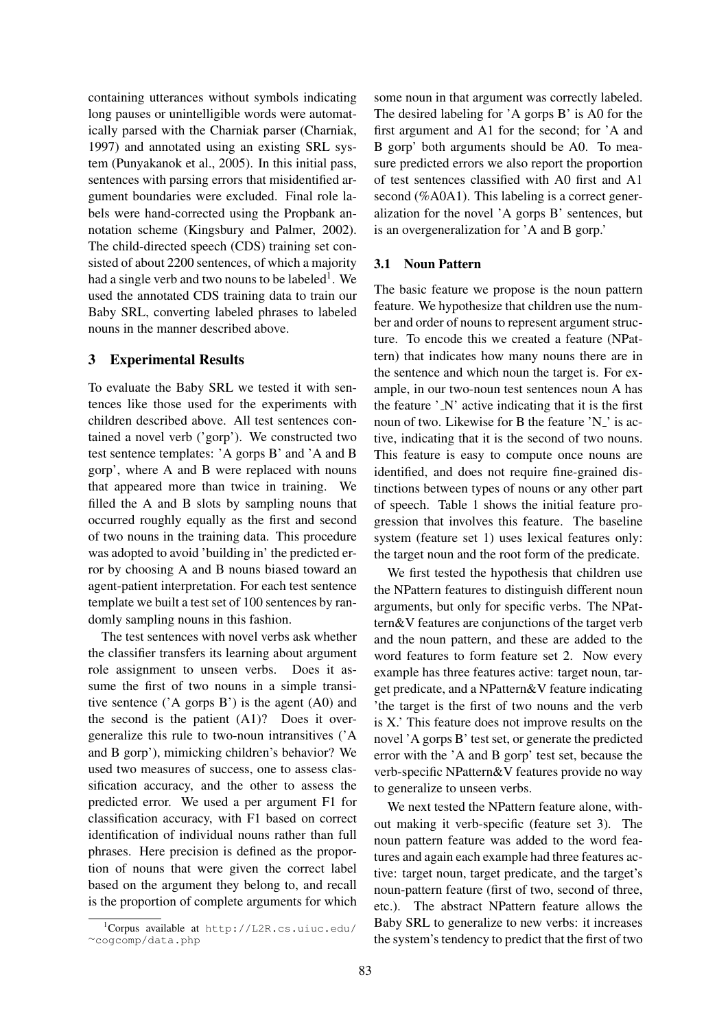containing utterances without symbols indicating long pauses or unintelligible words were automatically parsed with the Charniak parser (Charniak, 1997) and annotated using an existing SRL system (Punyakanok et al., 2005). In this initial pass, sentences with parsing errors that misidentified argument boundaries were excluded. Final role labels were hand-corrected using the Propbank annotation scheme (Kingsbury and Palmer, 2002). The child-directed speech (CDS) training set consisted of about 2200 sentences, of which a majority had a single verb and two nouns to be labeled[1]. We used the annotated CDS training data to train our Baby SRL, converting labeled phrases to labeled nouns in the manner described above.

## 3 Experimental Results

To evaluate the Baby SRL we tested it with sentences like those used for the experiments with children described above. All test sentences contained a novel verb ('gorp'). We constructed two test sentence templates: 'A gorps B' and 'A and B gorp', where A and B were replaced with nouns that appeared more than twice in training. We filled the A and B slots by sampling nouns that occurred roughly equally as the first and second of two nouns in the training data. This procedure was adopted to avoid 'building in' the predicted error by choosing A and B nouns biased toward an agent-patient interpretation. For each test sentence template we built a test set of 100 sentences by randomly sampling nouns in this fashion.

The test sentences with novel verbs ask whether the classifier transfers its learning about argument role assignment to unseen verbs. Does it assume the first of two nouns in a simple transitive sentence ('A gorps B') is the agent (A0) and the second is the patient (A1)? Does it overgeneralize this rule to two-noun intransitives ('A and B gorp'), mimicking children's behavior? We used two measures of success, one to assess classification accuracy, and the other to assess the predicted error. We used a per argument F1 for classification accuracy, with F1 based on correct identification of individual nouns rather than full phrases. Here precision is defined as the proportion of nouns that were given the correct label based on the argument they belong to, and recall is the proportion of complete arguments for which some noun in that argument was correctly labeled. The desired labeling for 'A gorps B' is A0 for the first argument and A1 for the second; for 'A and B gorp' both arguments should be A0. To measure predicted errors we also report the proportion of test sentences classified with A0 first and A1 second (%A0A1). This labeling is a correct generalization for the novel 'A gorps B' sentences, but is an overgeneralization for 'A and B gorp.'

### 3.1 Noun Pattern

The basic feature we propose is the noun pattern feature. We hypothesize that children use the number and order of nouns to represent argument structure. To encode this we created a feature (NPattern) that indicates how many nouns there are in the sentence and which noun the target is. For example, in our two-noun test sentences noun A has the feature '_N' active indicating that it is the first noun of two. Likewise for B the feature 'N_' is active, indicating that it is the second of two nouns. This feature is easy to compute once nouns are identified, and does not require fine-grained distinctions between types of nouns or any other part of speech. Table 1 shows the initial feature progression that involves this feature. The baseline system (feature set 1) uses lexical features only: the target noun and the root form of the predicate.

We first tested the hypothesis that children use the NPattern features to distinguish different noun arguments, but only for specific verbs. The NPattern&V features are conjunctions of the target verb and the noun pattern, and these are added to the word features to form feature set 2. Now every example has three features active: target noun, target predicate, and a NPattern&V feature indicating 'the target is the first of two nouns and the verb is X.' This feature does not improve results on the novel 'A gorps B' test set, or generate the predicted error with the 'A and B gorp' test set, because the verb-specific NPattern&V features provide no way to generalize to unseen verbs.

We next tested the NPattern feature alone, without making it verb-specific (feature set 3). The noun pattern feature was added to the word features and again each example had three features active: target noun, target predicate, and the target's noun-pattern feature (first of two, second of three, etc.). The abstract NPattern feature allows the Baby SRL to generalize to new verbs: it increases the system's tendency to predict that the first of two

[1] Corpus available at http://L2R.cs.uiuc.edu/~cogcomp/data.php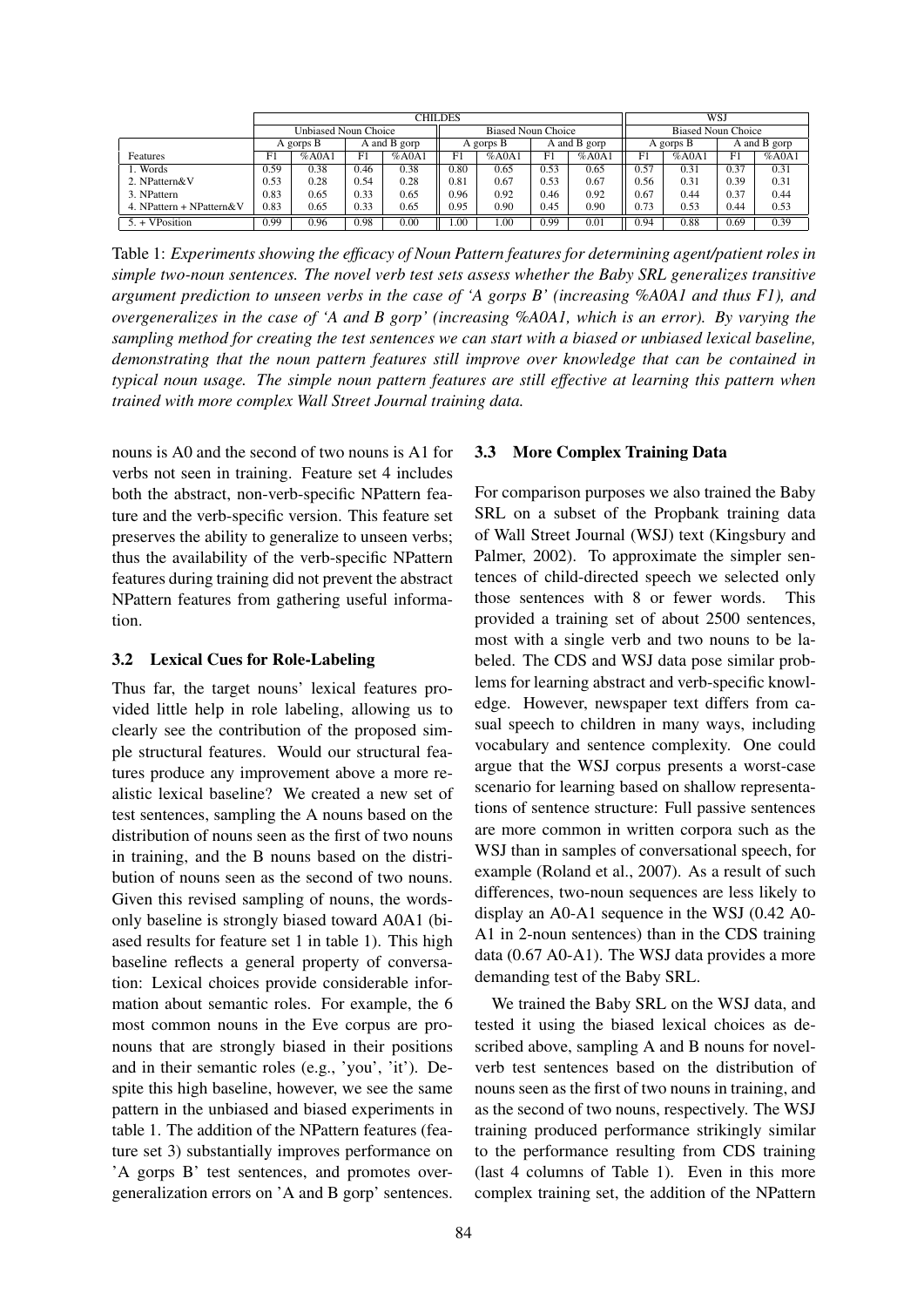| | CHILDES | | | | | | | | WSJ | | | |
|---|---|---|---|---|---|---|---|---|---|---|---|---|
| | Unbiased Noun Choice | | | | Biased Noun Choice | | | | Biased Noun Choice | | | |
| | A gorps B | | A and B gorp | | A gorps B | | A and B gorp | | A gorps B | | A and B gorp | |
| Features | F1 | %A0A1 | F1 | %A0A1 | F1 | %A0A1 | F1 | %A0A1 | F1 | %A0A1 | F1 | %A0A1 |
| 1. Words | 0.59 | 0.38 | 0.46 | 0.38 | 0.80 | 0.65 | 0.53 | 0.65 | 0.57 | 0.31 | 0.37 | 0.31 |
| 2. NPattern&V | 0.53 | 0.28 | 0.54 | 0.28 | 0.81 | 0.67 | 0.53 | 0.67 | 0.56 | 0.31 | 0.39 | 0.31 |
| 3. NPattern | 0.83 | 0.65 | 0.33 | 0.65 | 0.96 | 0.92 | 0.46 | 0.92 | 0.67 | 0.44 | 0.37 | 0.44 |
| 4. NPattern + NPattern&V | 0.83 | 0.65 | 0.33 | 0.65 | 0.95 | 0.90 | 0.45 | 0.90 | 0.73 | 0.53 | 0.44 | 0.53 |
| 5. + VPosition | 0.99 | 0.96 | 0.98 | 0.00 | 1.00 | 1.00 | 0.99 | 0.01 | 0.94 | 0.88 | 0.69 | 0.39 |

Table 1: *Experiments showing the efficacy of Noun Pattern features for determining agent/patient roles in simple two-noun sentences. The novel verb test sets assess whether the Baby SRL generalizes transitive argument prediction to unseen verbs in the case of 'A gorps B' (increasing %A0A1 and thus F1), and overgeneralizes in the case of 'A and B gorp' (increasing %A0A1, which is an error). By varying the sampling method for creating the test sentences we can start with a biased or unbiased lexical baseline, demonstrating that the noun pattern features still improve over knowledge that can be contained in typical noun usage. The simple noun pattern features are still effective at learning this pattern when trained with more complex Wall Street Journal training data.*

nouns is A0 and the second of two nouns is A1 for verbs not seen in training. Feature set 4 includes both the abstract, non-verb-specific NPattern feature and the verb-specific version. This feature set preserves the ability to generalize to unseen verbs; thus the availability of the verb-specific NPattern features during training did not prevent the abstract NPattern features from gathering useful information.

### 3.2 Lexical Cues for Role-Labeling

Thus far, the target nouns' lexical features provided little help in role labeling, allowing us to clearly see the contribution of the proposed simple structural features. Would our structural features produce any improvement above a more realistic lexical baseline? We created a new set of test sentences, sampling the A nouns based on the distribution of nouns seen as the first of two nouns in training, and the B nouns based on the distribution of nouns seen as the second of two nouns. Given this revised sampling of nouns, the words-only baseline is strongly biased toward A0A1 (biased results for feature set 1 in table 1). This high baseline reflects a general property of conversation: Lexical choices provide considerable information about semantic roles. For example, the 6 most common nouns in the Eve corpus are pronouns that are strongly biased in their positions and in their semantic roles (e.g., 'you', 'it'). Despite this high baseline, however, we see the same pattern in the unbiased and biased experiments in table 1. The addition of the NPattern features (feature set 3) substantially improves performance on 'A gorps B' test sentences, and promotes overgeneralization errors on 'A and B gorp' sentences.

### 3.3 More Complex Training Data

For comparison purposes we also trained the Baby SRL on a subset of the Propbank training data of Wall Street Journal (WSJ) text (Kingsbury and Palmer, 2002). To approximate the simpler sentences of child-directed speech we selected only those sentences with 8 or fewer words. This provided a training set of about 2500 sentences, most with a single verb and two nouns to be labeled. The CDS and WSJ data pose similar problems for learning abstract and verb-specific knowledge. However, newspaper text differs from casual speech to children in many ways, including vocabulary and sentence complexity. One could argue that the WSJ corpus presents a worst-case scenario for learning based on shallow representations of sentence structure: Full passive sentences are more common in written corpora such as the WSJ than in samples of conversational speech, for example (Roland et al., 2007). As a result of such differences, two-noun sequences are less likely to display an A0-A1 sequence in the WSJ (0.42 A0-A1 in 2-noun sentences) than in the CDS training data (0.67 A0-A1). The WSJ data provides a more demanding test of the Baby SRL.

We trained the Baby SRL on the WSJ data, and tested it using the biased lexical choices as described above, sampling A and B nouns for novel-verb test sentences based on the distribution of nouns seen as the first of two nouns in training, and as the second of two nouns, respectively. The WSJ training produced performance strikingly similar to the performance resulting from CDS training (last 4 columns of Table 1). Even in this more complex training set, the addition of the NPattern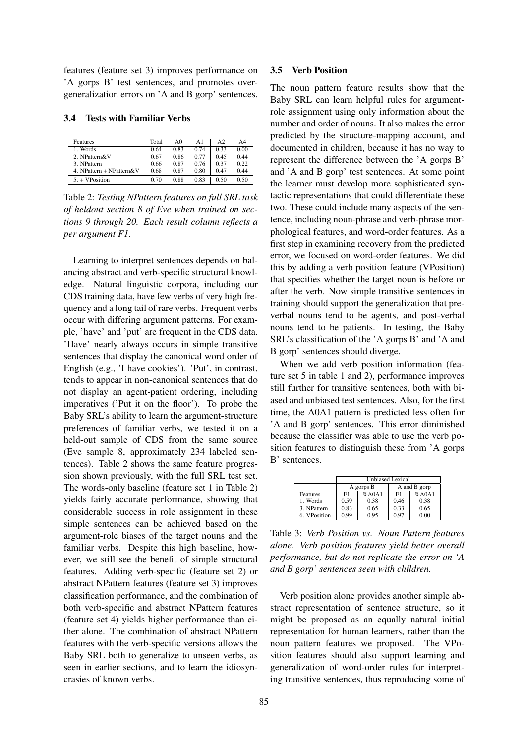features (feature set 3) improves performance on 'A gorps B' test sentences, and promotes overgeneralization errors on 'A and B gorp' sentences.

### 3.4 Tests with Familiar Verbs

| Features | Total | A0 | A1 | A2 | A4 |
|---|---|---|---|---|---|
| 1. Words | 0.64 | 0.83 | 0.74 | 0.33 | 0.00 |
| 2. NPattern&V | 0.67 | 0.86 | 0.77 | 0.45 | 0.44 |
| 3. NPattern | 0.66 | 0.87 | 0.76 | 0.37 | 0.22 |
| 4. NPattern + NPattern&V | 0.68 | 0.87 | 0.80 | 0.47 | 0.44 |
| 5. + VPosition | 0.70 | 0.88 | 0.83 | 0.50 | 0.50 |

Table 2: *Testing NPattern features on full SRL task of heldout section 8 of Eve when trained on sections 9 through 20. Each result column reflects a per argument F1.*

Learning to interpret sentences depends on balancing abstract and verb-specific structural knowledge. Natural linguistic corpora, including our CDS training data, have few verbs of very high frequency and a long tail of rare verbs. Frequent verbs occur with differing argument patterns. For example, 'have' and 'put' are frequent in the CDS data. 'Have' nearly always occurs in simple transitive sentences that display the canonical word order of English (e.g., 'I have cookies'). 'Put', in contrast, tends to appear in non-canonical sentences that do not display an agent-patient ordering, including imperatives ('Put it on the floor'). To probe the Baby SRL's ability to learn the argument-structure preferences of familiar verbs, we tested it on a held-out sample of CDS from the same source (Eve sample 8, approximately 234 labeled sentences). Table 2 shows the same feature progression shown previously, with the full SRL test set. The words-only baseline (feature set 1 in Table 2) yields fairly accurate performance, showing that considerable success in role assignment in these simple sentences can be achieved based on the argument-role biases of the target nouns and the familiar verbs. Despite this high baseline, however, we still see the benefit of simple structural features. Adding verb-specific (feature set 2) or abstract NPattern features (feature set 3) improves classification performance, and the combination of both verb-specific and abstract NPattern features (feature set 4) yields higher performance than either alone. The combination of abstract NPattern features with the verb-specific versions allows the Baby SRL both to generalize to unseen verbs, as seen in earlier sections, and to learn the idiosyncrasies of known verbs.

### 3.5 Verb Position

The noun pattern feature results show that the Baby SRL can learn helpful rules for argument-role assignment using only information about the number and order of nouns. It also makes the error predicted by the structure-mapping account, and documented in children, because it has no way to represent the difference between the 'A gorps B' and 'A and B gorp' test sentences. At some point the learner must develop more sophisticated syntactic representations that could differentiate these two. These could include many aspects of the sentence, including noun-phrase and verb-phrase morphological features, and word-order features. As a first step in examining recovery from the predicted error, we focused on word-order features. We did this by adding a verb position feature (VPosition) that specifies whether the target noun is before or after the verb. Now simple transitive sentences in training should support the generalization that preverbal nouns tend to be agents, and post-verbal nouns tend to be patients. In testing, the Baby SRL's classification of the 'A gorps B' and 'A and B gorp' sentences should diverge.

When we add verb position information (feature set 5 in table 1 and 2), performance improves still further for transitive sentences, both with biased and unbiased test sentences. Also, for the first time, the A0A1 pattern is predicted less often for 'A and B gorp' sentences. This error diminished because the classifier was able to use the verb position features to distinguish these from 'A gorps B' sentences.

| | Unbiased Lexical | | | |
|---|---|---|---|---|
| | A gorps B | | A and B gorp | |
| Features | F1 | %A0A1 | F1 | %A0A1 |
| 1. Words | 0.59 | 0.38 | 0.46 | 0.38 |
| 3. NPattern | 0.83 | 0.65 | 0.33 | 0.65 |
| 6. VPosition | 0.99 | 0.95 | 0.97 | 0.00 |

Table 3: *Verb Position vs. Noun Pattern features alone. Verb position features yield better overall performance, but do not replicate the error on 'A and B gorp' sentences seen with children.*

Verb position alone provides another simple abstract representation of sentence structure, so it might be proposed as an equally natural initial representation for human learners, rather than the noun pattern features we proposed. The VPosition features should also support learning and generalization of word-order rules for interpreting transitive sentences, thus reproducing some of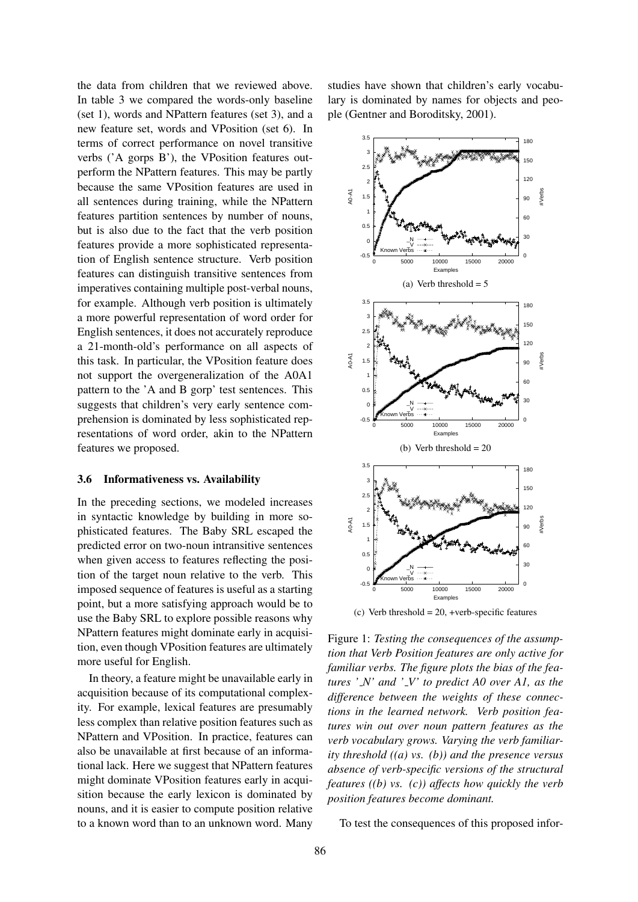the data from children that we reviewed above. In table 3 we compared the words-only baseline (set 1), words and NPattern features (set 3), and a new feature set, words and VPosition (set 6). In terms of correct performance on novel transitive verbs ('A gorps B'), the VPosition features outperform the NPattern features. This may be partly because the same VPosition features are used in all sentences during training, while the NPattern features partition sentences by number of nouns, but is also due to the fact that the verb position features provide a more sophisticated representation of English sentence structure. Verb position features can distinguish transitive sentences from imperatives containing multiple post-verbal nouns, for example. Although verb position is ultimately a more powerful representation of word order for English sentences, it does not accurately reproduce a 21-month-old's performance on all aspects of this task. In particular, the VPosition feature does not support the overgeneralization of the A0A1 pattern to the 'A and B gorp' test sentences. This suggests that children's very early sentence comprehension is dominated by less sophisticated representations of word order, akin to the NPattern features we proposed.

### 3.6 Informativeness vs. Availability

In the preceding sections, we modeled increases in syntactic knowledge by building in more sophisticated features. The Baby SRL escaped the predicted error on two-noun intransitive sentences when given access to features reflecting the position of the target noun relative to the verb. This imposed sequence of features is useful as a starting point, but a more satisfying approach would be to use the Baby SRL to explore possible reasons why NPattern features might dominate early in acquisition, even though VPosition features are ultimately more useful for English.

In theory, a feature might be unavailable early in acquisition because of its computational complexity. For example, lexical features are presumably less complex than relative position features such as NPattern and VPosition. In practice, features can also be unavailable at first because of an informational lack. Here we suggest that NPattern features might dominate VPosition features early in acquisition because the early lexicon is dominated by nouns, and it is easier to compute position relative to a known word than to an unknown word. Many studies have shown that children's early vocabulary is dominated by names for objects and people (Gentner and Boroditsky, 2001).

(a) Verb threshold = 5

(b) Verb threshold = 20

(c) Verb threshold = 20, +verb-specific features

Figure 1: *Testing the consequences of the assumption that Verb Position features are only active for familiar verbs. The figure plots the bias of the features '_N' and '_V' to predict A0 over A1, as the difference between the weights of these connections in the learned network. Verb position features win out over noun pattern features as the verb vocabulary grows. Varying the verb familiarity threshold ((a) vs. (b)) and the presence versus absence of verb-specific versions of the structural features ((b) vs. (c)) affects how quickly the verb position features become dominant.*

To test the consequences of this proposed infor-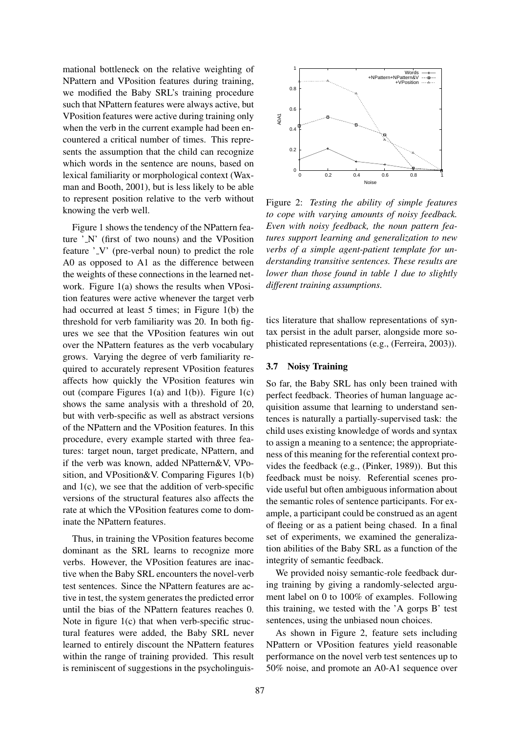mational bottleneck on the relative weighting of NPattern and VPosition features during training, we modified the Baby SRL's training procedure such that NPattern features were always active, but VPosition features were active during training only when the verb in the current example had been encountered a critical number of times. This represents the assumption that the child can recognize which words in the sentence are nouns, based on lexical familiarity or morphological context (Waxman and Booth, 2001), but is less likely to be able to represent position relative to the verb without knowing the verb well.

Figure 1 shows the tendency of the NPattern feature '_N' (first of two nouns) and the VPosition feature '_V' (pre-verbal noun) to predict the role A0 as opposed to A1 as the difference between the weights of these connections in the learned network. Figure 1(a) shows the results when VPosition features were active whenever the target verb had occurred at least 5 times; in Figure 1(b) the threshold for verb familiarity was 20. In both figures we see that the VPosition features win out over the NPattern features as the verb vocabulary grows. Varying the degree of verb familiarity required to accurately represent VPosition features affects how quickly the VPosition features win out (compare Figures 1(a) and 1(b)). Figure 1(c) shows the same analysis with a threshold of 20, but with verb-specific as well as abstract versions of the NPattern and the VPosition features. In this procedure, every example started with three features: target noun, target predicate, NPattern, and if the verb was known, added NPattern&V, VPosition, and VPosition&V. Comparing Figures 1(b) and 1(c), we see that the addition of verb-specific versions of the structural features also affects the rate at which the VPosition features come to dominate the NPattern features.

Thus, in training the VPosition features become dominant as the SRL learns to recognize more verbs. However, the VPosition features are inactive when the Baby SRL encounters the novel-verb test sentences. Since the NPattern features are active in test, the system generates the predicted error until the bias of the NPattern features reaches 0. Note in figure 1(c) that when verb-specific structural features were added, the Baby SRL never learned to entirely discount the NPattern features within the range of training provided. This result is reminiscent of suggestions in the psycholinguistics literature that shallow representations of syntax persist in the adult parser, alongside more sophisticated representations (e.g., (Ferreira, 2003)).

Figure 2: *Testing the ability of simple features to cope with varying amounts of noisy feedback. Even with noisy feedback, the noun pattern features support learning and generalization to new verbs of a simple agent-patient template for understanding transitive sentences. These results are lower than those found in table 1 due to slightly different training assumptions.*

### 3.7 Noisy Training

So far, the Baby SRL has only been trained with perfect feedback. Theories of human language acquisition assume that learning to understand sentences is naturally a partially-supervised task: the child uses existing knowledge of words and syntax to assign a meaning to a sentence; the appropriateness of this meaning for the referential context provides the feedback (e.g., (Pinker, 1989)). But this feedback must be noisy. Referential scenes provide useful but often ambiguous information about the semantic roles of sentence participants. For example, a participant could be construed as an agent of fleeing or as a patient being chased. In a final set of experiments, we examined the generalization abilities of the Baby SRL as a function of the integrity of semantic feedback.

We provided noisy semantic-role feedback during training by giving a randomly-selected argument label on 0 to 100% of examples. Following this training, we tested with the 'A gorps B' test sentences, using the unbiased noun choices.

As shown in Figure 2, feature sets including NPattern or VPosition features yield reasonable performance on the novel verb test sentences up to 50% noise, and promote an A0-A1 sequence over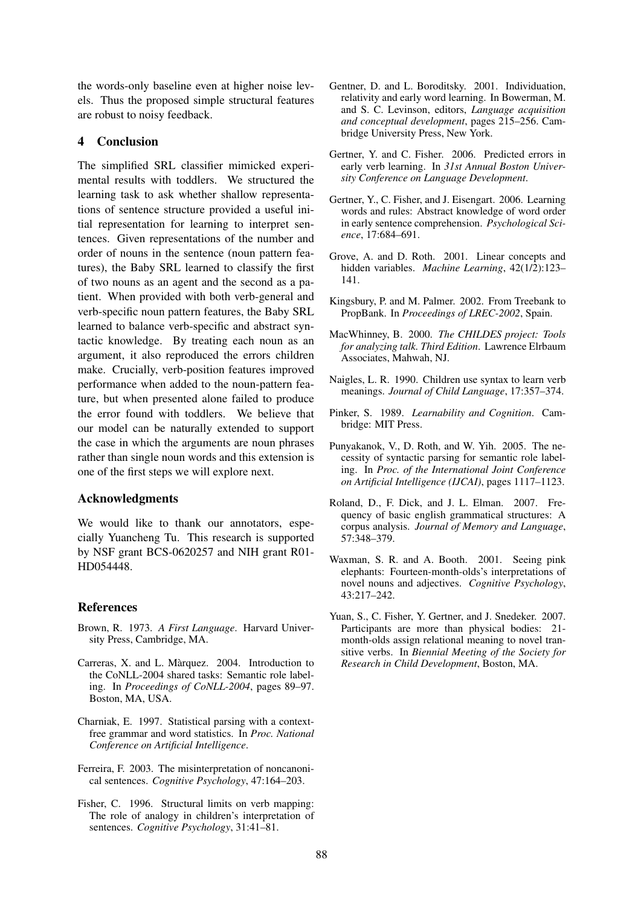the words-only baseline even at higher noise levels. Thus the proposed simple structural features are robust to noisy feedback.

## 4 Conclusion

The simplified SRL classifier mimicked experimental results with toddlers. We structured the learning task to ask whether shallow representations of sentence structure provided a useful initial representation for learning to interpret sentences. Given representations of the number and order of nouns in the sentence (noun pattern features), the Baby SRL learned to classify the first of two nouns as an agent and the second as a patient. When provided with both verb-general and verb-specific noun pattern features, the Baby SRL learned to balance verb-specific and abstract syntactic knowledge. By treating each noun as an argument, it also reproduced the errors children make. Crucially, verb-position features improved performance when added to the noun-pattern feature, but when presented alone failed to produce the error found with toddlers. We believe that our model can be naturally extended to support the case in which the arguments are noun phrases rather than single noun words and this extension is one of the first steps we will explore next.

### Acknowledgments

We would like to thank our annotators, especially Yuancheng Tu. This research is supported by NSF grant BCS-0620257 and NIH grant R01-HD054448.

### References

Brown, R. 1973. *A First Language*. Harvard University Press, Cambridge, MA.

Carreras, X. and L. Màrquez. 2004. Introduction to the CoNLL-2004 shared tasks: Semantic role labeling. In *Proceedings of CoNLL-2004*, pages 89–97. Boston, MA, USA.

Charniak, E. 1997. Statistical parsing with a context-free grammar and word statistics. In *Proc. National Conference on Artificial Intelligence*.

Ferreira, F. 2003. The misinterpretation of noncanonical sentences. *Cognitive Psychology*, 47:164–203.

Fisher, C. 1996. Structural limits on verb mapping: The role of analogy in children's interpretation of sentences. *Cognitive Psychology*, 31:41–81.

Gentner, D. and L. Boroditsky. 2001. Individuation, relativity and early word learning. In Bowerman, M. and S. C. Levinson, editors, *Language acquisition and conceptual development*, pages 215–256. Cambridge University Press, New York.

Gertner, Y. and C. Fisher. 2006. Predicted errors in early verb learning. In *31st Annual Boston University Conference on Language Development*.

Gertner, Y., C. Fisher, and J. Eisengart. 2006. Learning words and rules: Abstract knowledge of word order in early sentence comprehension. *Psychological Science*, 17:684–691.

Grove, A. and D. Roth. 2001. Linear concepts and hidden variables. *Machine Learning*, 42(1/2):123–141.

Kingsbury, P. and M. Palmer. 2002. From Treebank to PropBank. In *Proceedings of LREC-2002*, Spain.

MacWhinney, B. 2000. *The CHILDES project: Tools for analyzing talk. Third Edition*. Lawrence Elrbaum Associates, Mahwah, NJ.

Naigles, L. R. 1990. Children use syntax to learn verb meanings. *Journal of Child Language*, 17:357–374.

Pinker, S. 1989. *Learnability and Cognition*. Cambridge: MIT Press.

Punyakanok, V., D. Roth, and W. Yih. 2005. The necessity of syntactic parsing for semantic role labeling. In *Proc. of the International Joint Conference on Artificial Intelligence (IJCAI)*, pages 1117–1123.

Roland, D., F. Dick, and J. L. Elman. 2007. Frequency of basic english grammatical structures: A corpus analysis. *Journal of Memory and Language*, 57:348–379.

Waxman, S. R. and A. Booth. 2001. Seeing pink elephants: Fourteen-month-olds's interpretations of novel nouns and adjectives. *Cognitive Psychology*, 43:217–242.

Yuan, S., C. Fisher, Y. Gertner, and J. Snedeker. 2007. Participants are more than physical bodies: 21-month-olds assign relational meaning to novel transitive verbs. In *Biennial Meeting of the Society for Research in Child Development*, Boston, MA.